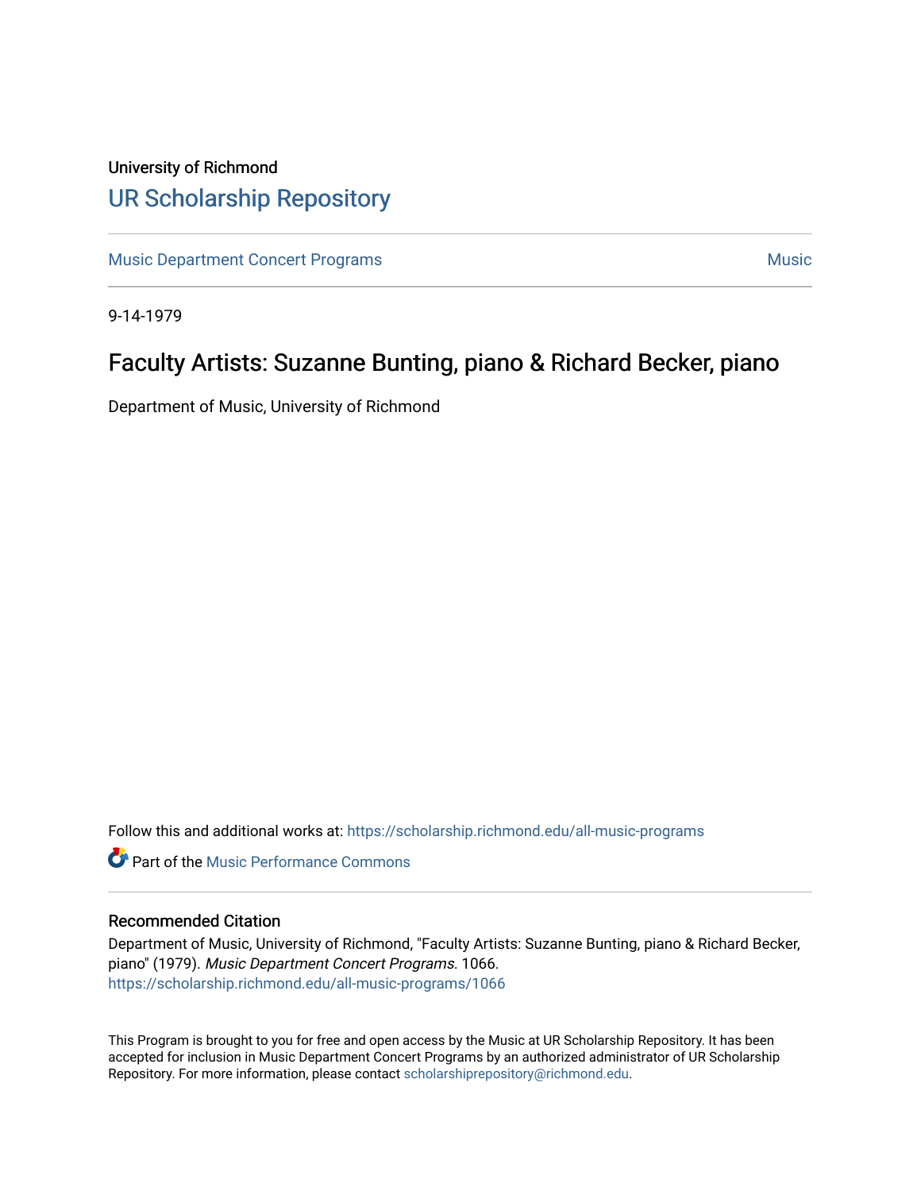University of Richmond

# UR Scholarship Repository

Music Department Concert Programs | Music

9-14-1979

## Faculty Artists: Suzanne Bunting, piano & Richard Becker, piano

Department of Music, University of Richmond

Follow this and additional works at: https://scholarship.richmond.edu/all-music-programs

Part of the Music Performance Commons

### Recommended Citation

Department of Music, University of Richmond, "Faculty Artists: Suzanne Bunting, piano & Richard Becker, piano" (1979). *Music Department Concert Programs.* 1066.
https://scholarship.richmond.edu/all-music-programs/1066

This Program is brought to you for free and open access by the Music at UR Scholarship Repository. It has been accepted for inclusion in Music Department Concert Programs by an authorized administrator of UR Scholarship Repository. For more information, please contact scholarshiprepository@richmond.edu.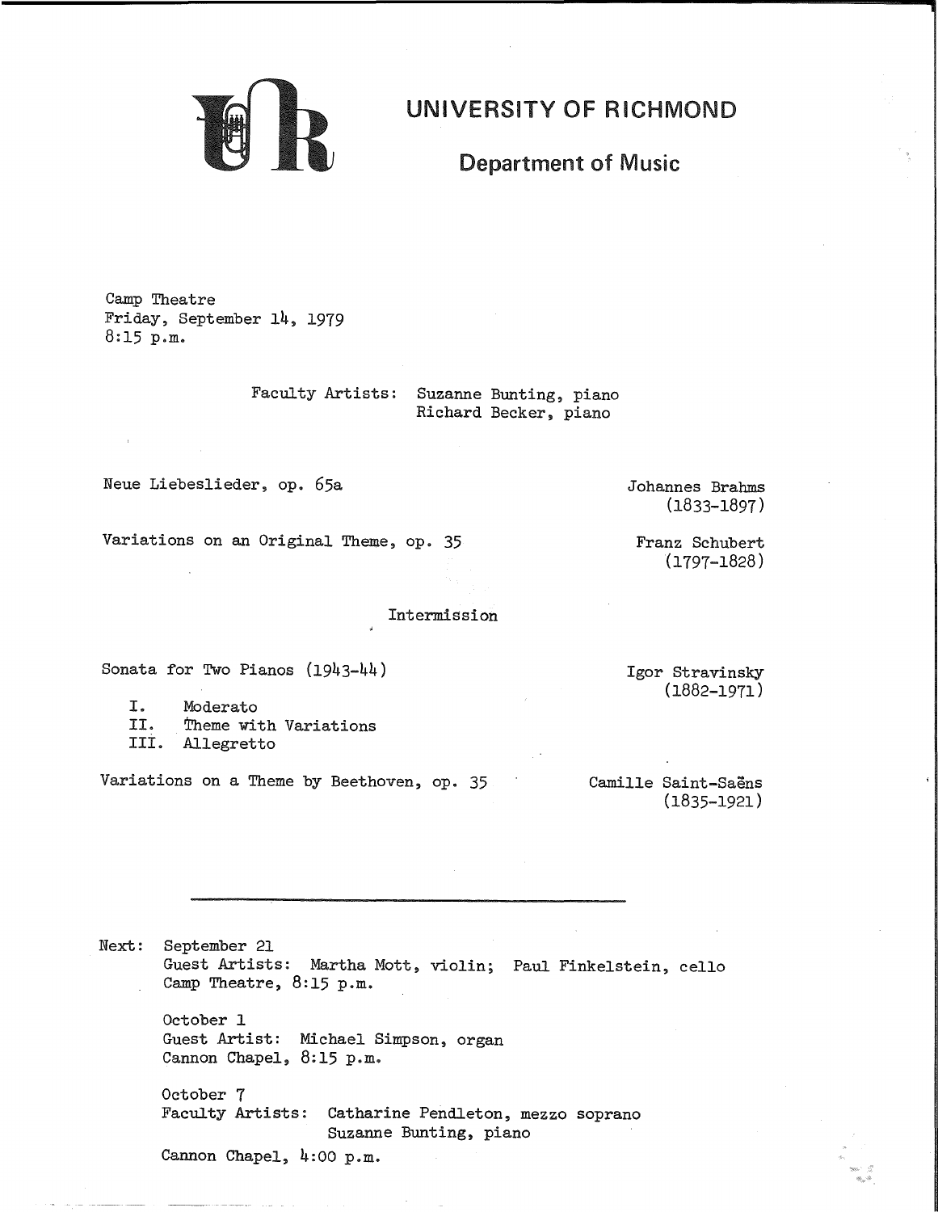# UNIVERSITY OF RICHMOND

## Department of Music

Camp Theatre
Friday, September 14, 1979
8:15 p.m.

Faculty Artists: Suzanne Bunting, piano
Richard Becker, piano

Neue Liebeslieder, op. 65a — Johannes Brahms (1833-1897)

Variations on an Original Theme, op. 35 — Franz Schubert (1797-1828)

Intermission

Sonata for Two Pianos (1943-44) — Igor Stravinsky (1882-1971)

I. Moderato
II. Theme with Variations
III. Allegretto

Variations on a Theme by Beethoven, op. 35 — Camille Saint-Saëns (1835-1921)

---

Next: September 21
Guest Artists: Martha Mott, violin; Paul Finkelstein, cello
Camp Theatre, 8:15 p.m.

October 1
Guest Artist: Michael Simpson, organ
Cannon Chapel, 8:15 p.m.

October 7
Faculty Artists: Catharine Pendleton, mezzo soprano
Suzanne Bunting, piano
Cannon Chapel, 4:00 p.m.